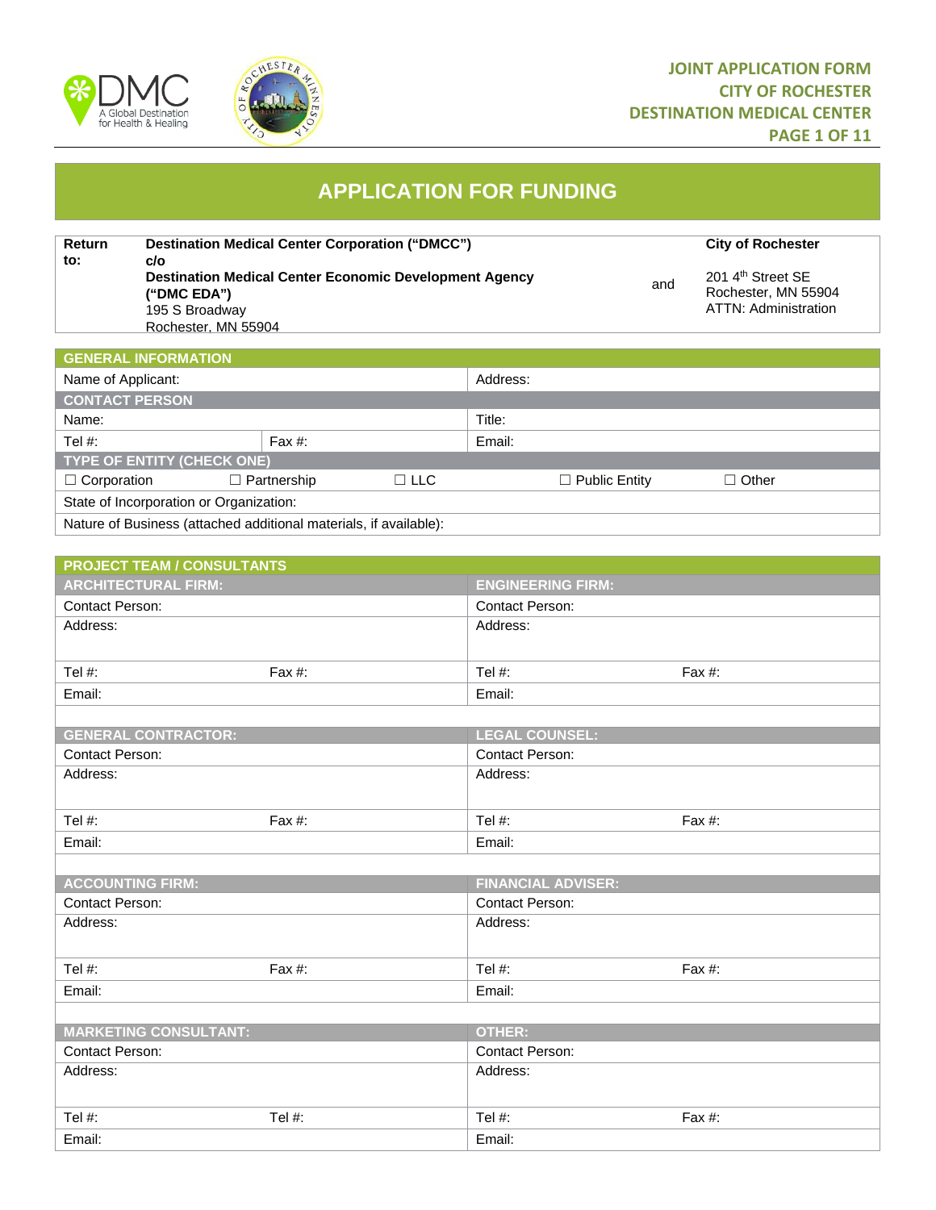# APPLICATION FOR FUNDING

| Return to: | Destination Medical Center Corporation ("DMCC") c/o Destination Medical Center Economic Development Agency ("DMC EDA") 195 S Broadway Rochester, MN 55904 | and | City of Rochester 201 4th Street SE Rochester, MN 55904 ATTN: Administration |
|---|---|---|---|

| GENERAL INFORMATION | | | | |
|---|---|---|---|---|
| Name of Applicant: | | | Address: | |
| **CONTACT PERSON** | | | | |
| Name: | | | Title: | |
| Tel #: | Fax #: | | Email: | |
| **TYPE OF ENTITY (CHECK ONE)** | | | | |
| ☐ Corporation | ☐ Partnership | ☐ LLC | ☐ Public Entity | ☐ Other |
| State of Incorporation or Organization: | | | | |
| Nature of Business (attached additional materials, if available): | | | | |

| PROJECT TEAM / CONSULTANTS | | | |
|---|---|---|---|
| **ARCHITECTURAL FIRM:** | | **ENGINEERING FIRM:** | |
| Contact Person: | | Contact Person: | |
| Address: | | Address: | |
| Tel #: | Fax #: | Tel #: | Fax #: |
| Email: | | Email: | |
| **GENERAL CONTRACTOR:** | | **LEGAL COUNSEL:** | |
| Contact Person: | | Contact Person: | |
| Address: | | Address: | |
| Tel #: | Fax #: | Tel #: | Fax #: |
| Email: | | Email: | |
| **ACCOUNTING FIRM:** | | **FINANCIAL ADVISER:** | |
| Contact Person: | | Contact Person: | |
| Address: | | Address: | |
| Tel #: | Fax #: | Tel #: | Fax #: |
| Email: | | Email: | |
| **MARKETING CONSULTANT:** | | **OTHER:** | |
| Contact Person: | | Contact Person: | |
| Address: | | Address: | |
| Tel #: | Tel #: | Tel #: | Fax #: |
| Email: | | Email: | |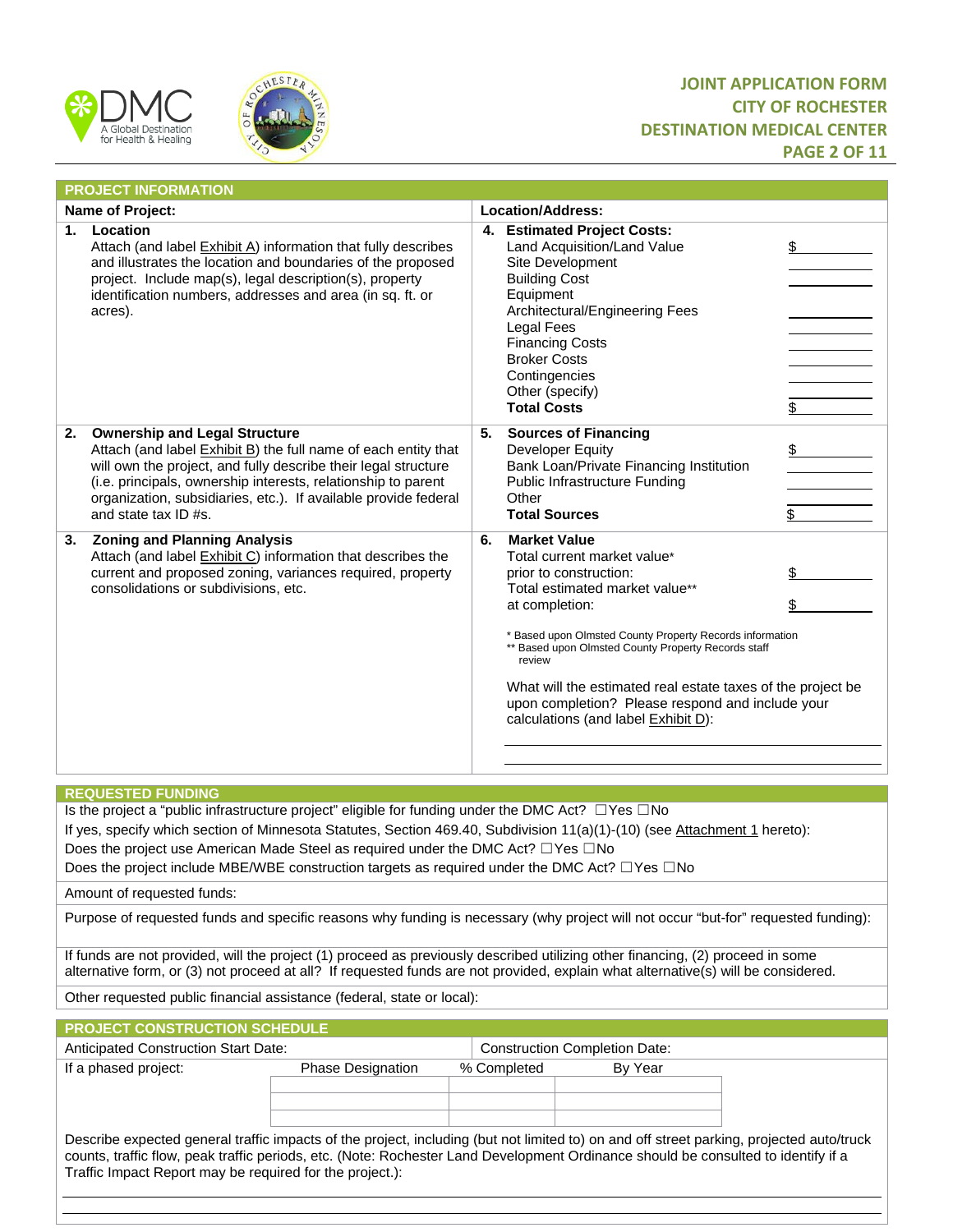## PROJECT INFORMATION

| Name of Project: | Location/Address: |
|---|---|
| **1. Location**<br>Attach (and label Exhibit A) information that fully describes and illustrates the location and boundaries of the proposed project. Include map(s), legal description(s), property identification numbers, addresses and area (in sq. ft. or acres). | **4. Estimated Project Costs:**<br>Land Acquisition/Land Value $ ______<br>Site Development ______<br>Building Cost ______<br>Equipment<br>Architectural/Engineering Fees ______<br>Legal Fees ______<br>Financing Costs ______<br>Broker Costs ______<br>Contingencies ______<br>Other (specify) ______<br>**Total Costs** $ ______ |
| **2. Ownership and Legal Structure**<br>Attach (and label Exhibit B) the full name of each entity that will own the project, and fully describe their legal structure (i.e. principals, ownership interests, relationship to parent organization, subsidiaries, etc.). If available provide federal and state tax ID #s. | **5. Sources of Financing**<br>Developer Equity $ ______<br>Bank Loan/Private Financing Institution ______<br>Public Infrastructure Funding ______<br>Other ______<br>**Total Sources** $ ______ |
| **3. Zoning and Planning Analysis**<br>Attach (and label Exhibit C) information that describes the current and proposed zoning, variances required, property consolidations or subdivisions, etc. | **6. Market Value**<br>Total current market value*<br>prior to construction: $ ______<br>Total estimated market value**<br>at completion: $ ______<br><br>* Based upon Olmsted County Property Records information<br>** Based upon Olmsted County Property Records staff review<br><br>What will the estimated real estate taxes of the project be upon completion? Please respond and include your calculations (and label Exhibit D):<br>______<br>______ |

## REQUESTED FUNDING

Is the project a "public infrastructure project" eligible for funding under the DMC Act? ☐Yes ☐No

If yes, specify which section of Minnesota Statutes, Section 469.40, Subdivision 11(a)(1)-(10) (see Attachment 1 hereto):

Does the project use American Made Steel as required under the DMC Act? ☐Yes ☐No

Does the project include MBE/WBE construction targets as required under the DMC Act? ☐Yes ☐No

Amount of requested funds:

Purpose of requested funds and specific reasons why funding is necessary (why project will not occur "but-for" requested funding):

If funds are not provided, will the project (1) proceed as previously described utilizing other financing, (2) proceed in some alternative form, or (3) not proceed at all? If requested funds are not provided, explain what alternative(s) will be considered.

Other requested public financial assistance (federal, state or local):

## PROJECT CONSTRUCTION SCHEDULE

Anticipated Construction Start Date: | Construction Completion Date:

If a phased project:

| Phase Designation | % Completed | By Year |
|---|---|---|
| | | |
| | | |
| | | |

Describe expected general traffic impacts of the project, including (but not limited to) on and off street parking, projected auto/truck counts, traffic flow, peak traffic periods, etc. (Note: Rochester Land Development Ordinance should be consulted to identify if a Traffic Impact Report may be required for the project.):

______

______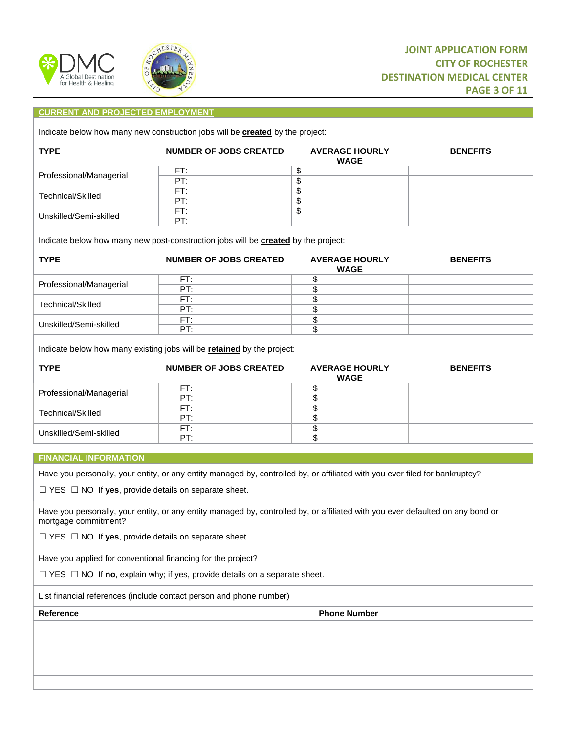## CURRENT AND PROJECTED EMPLOYMENT

Indicate below how many new construction jobs will be **created** by the project:

| TYPE | NUMBER OF JOBS CREATED | AVERAGE HOURLY WAGE | BENEFITS |
|---|---|---|---|
| Professional/Managerial | FT: | $ | |
| | PT: | $ | |
| Technical/Skilled | FT: | $ | |
| | PT: | $ | |
| Unskilled/Semi-skilled | FT: | $ | |
| | PT: | | |

Indicate below how many new post-construction jobs will be **created** by the project:

| TYPE | NUMBER OF JOBS CREATED | AVERAGE HOURLY WAGE | BENEFITS |
|---|---|---|---|
| Professional/Managerial | FT: | $ | |
| | PT: | $ | |
| Technical/Skilled | FT: | $ | |
| | PT: | $ | |
| Unskilled/Semi-skilled | FT: | $ | |
| | PT: | $ | |

Indicate below how many existing jobs will be **retained** by the project:

| TYPE | NUMBER OF JOBS CREATED | AVERAGE HOURLY WAGE | BENEFITS |
|---|---|---|---|
| Professional/Managerial | FT: | $ | |
| | PT: | $ | |
| Technical/Skilled | FT: | $ | |
| | PT: | $ | |
| Unskilled/Semi-skilled | FT: | $ | |
| | PT: | $ | |

## FINANCIAL INFORMATION

Have you personally, your entity, or any entity managed by, controlled by, or affiliated with you ever filed for bankruptcy?

☐ YES ☐ NO If **yes**, provide details on separate sheet.

Have you personally, your entity, or any entity managed by, controlled by, or affiliated with you ever defaulted on any bond or mortgage commitment?

☐ YES ☐ NO If **yes**, provide details on separate sheet.

Have you applied for conventional financing for the project?

☐ YES ☐ NO If **no**, explain why; if yes, provide details on a separate sheet.

List financial references (include contact person and phone number)

| Reference | Phone Number |
|---|---|
| | |
| | |
| | |
| | |
| | |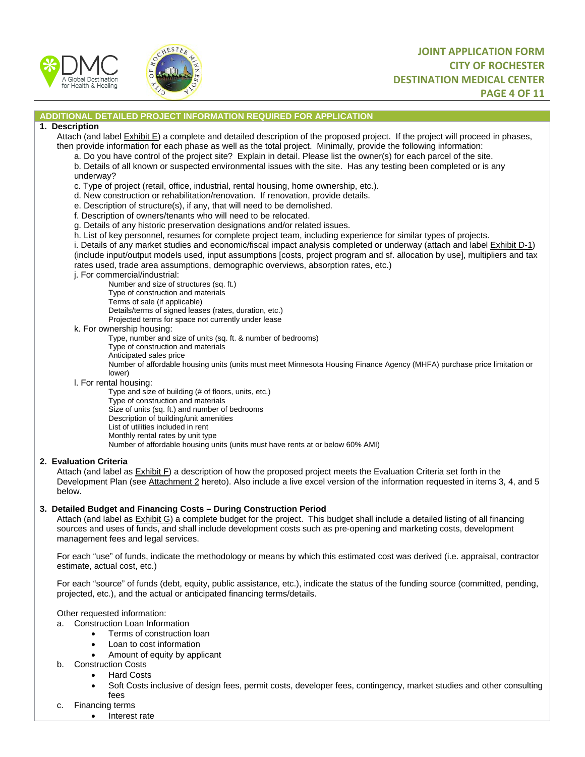## ADDITIONAL DETAILED PROJECT INFORMATION REQUIRED FOR APPLICATION

**1. Description**

Attach (and label Exhibit E) a complete and detailed description of the proposed project. If the project will proceed in phases, then provide information for each phase as well as the total project. Minimally, provide the following information:

a. Do you have control of the project site? Explain in detail. Please list the owner(s) for each parcel of the site.
b. Details of all known or suspected environmental issues with the site. Has any testing been completed or is any underway?
c. Type of project (retail, office, industrial, rental housing, home ownership, etc.).
d. New construction or rehabilitation/renovation. If renovation, provide details.
e. Description of structure(s), if any, that will need to be demolished.
f. Description of owners/tenants who will need to be relocated.
g. Details of any historic preservation designations and/or related issues.
h. List of key personnel, resumes for complete project team, including experience for similar types of projects.
i. Details of any market studies and economic/fiscal impact analysis completed or underway (attach and label Exhibit D-1) (include input/output models used, input assumptions [costs, project program and sf. allocation by use], multipliers and tax rates used, trade area assumptions, demographic overviews, absorption rates, etc.)
j. For commercial/industrial:
   - Number and size of structures (sq. ft.)
   - Type of construction and materials
   - Terms of sale (if applicable)
   - Details/terms of signed leases (rates, duration, etc.)
   - Projected terms for space not currently under lease
k. For ownership housing:
   - Type, number and size of units (sq. ft. & number of bedrooms)
   - Type of construction and materials
   - Anticipated sales price
   - Number of affordable housing units (units must meet Minnesota Housing Finance Agency (MHFA) purchase price limitation or lower)
l. For rental housing:
   - Type and size of building (# of floors, units, etc.)
   - Type of construction and materials
   - Size of units (sq. ft.) and number of bedrooms
   - Description of building/unit amenities
   - List of utilities included in rent
   - Monthly rental rates by unit type
   - Number of affordable housing units (units must have rents at or below 60% AMI)

**2. Evaluation Criteria**

Attach (and label as Exhibit F) a description of how the proposed project meets the Evaluation Criteria set forth in the Development Plan (see Attachment 2 hereto). Also include a live excel version of the information requested in items 3, 4, and 5 below.

**3. Detailed Budget and Financing Costs – During Construction Period**

Attach (and label as Exhibit G) a complete budget for the project. This budget shall include a detailed listing of all financing sources and uses of funds, and shall include development costs such as pre-opening and marketing costs, development management fees and legal services.

For each "use" of funds, indicate the methodology or means by which this estimated cost was derived (i.e. appraisal, contractor estimate, actual cost, etc.)

For each "source" of funds (debt, equity, public assistance, etc.), indicate the status of the funding source (committed, pending, projected, etc.), and the actual or anticipated financing terms/details.

Other requested information:

a. Construction Loan Information
   - Terms of construction loan
   - Loan to cost information
   - Amount of equity by applicant
b. Construction Costs
   - Hard Costs
   - Soft Costs inclusive of design fees, permit costs, developer fees, contingency, market studies and other consulting fees
c. Financing terms
   - Interest rate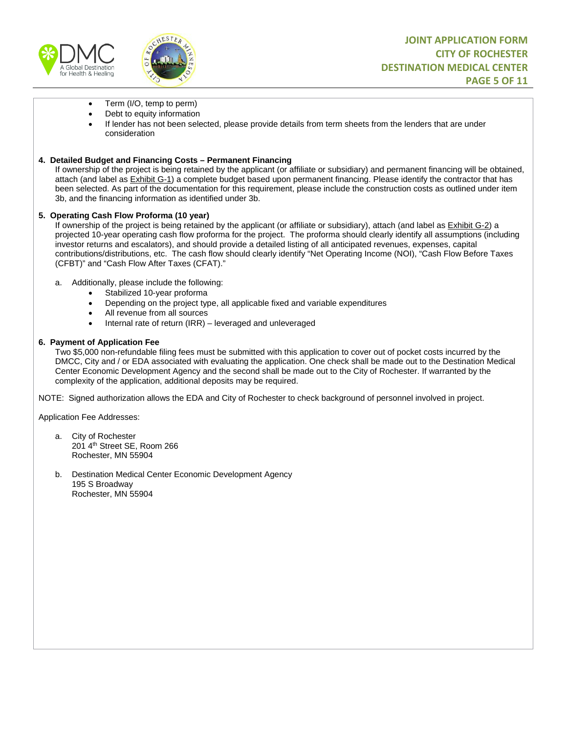- Term (I/O, temp to perm)
- Debt to equity information
- If lender has not been selected, please provide details from term sheets from the lenders that are under consideration

**4. Detailed Budget and Financing Costs – Permanent Financing**

If ownership of the project is being retained by the applicant (or affiliate or subsidiary) and permanent financing will be obtained, attach (and label as Exhibit G-1) a complete budget based upon permanent financing. Please identify the contractor that has been selected. As part of the documentation for this requirement, please include the construction costs as outlined under item 3b, and the financing information as identified under 3b.

**5. Operating Cash Flow Proforma (10 year)**

If ownership of the project is being retained by the applicant (or affiliate or subsidiary), attach (and label as Exhibit G-2) a projected 10-year operating cash flow proforma for the project. The proforma should clearly identify all assumptions (including investor returns and escalators), and should provide a detailed listing of all anticipated revenues, expenses, capital contributions/distributions, etc. The cash flow should clearly identify "Net Operating Income (NOI), "Cash Flow Before Taxes (CFBT)" and "Cash Flow After Taxes (CFAT)."

a. Additionally, please include the following:
   - Stabilized 10-year proforma
   - Depending on the project type, all applicable fixed and variable expenditures
   - All revenue from all sources
   - Internal rate of return (IRR) – leveraged and unleveraged

**6. Payment of Application Fee**

Two $5,000 non-refundable filing fees must be submitted with this application to cover out of pocket costs incurred by the DMCC, City and / or EDA associated with evaluating the application. One check shall be made out to the Destination Medical Center Economic Development Agency and the second shall be made out to the City of Rochester. If warranted by the complexity of the application, additional deposits may be required.

NOTE: Signed authorization allows the EDA and City of Rochester to check background of personnel involved in project.

Application Fee Addresses:

a. City of Rochester
   201 4th Street SE, Room 266
   Rochester, MN 55904

b. Destination Medical Center Economic Development Agency
   195 S Broadway
   Rochester, MN 55904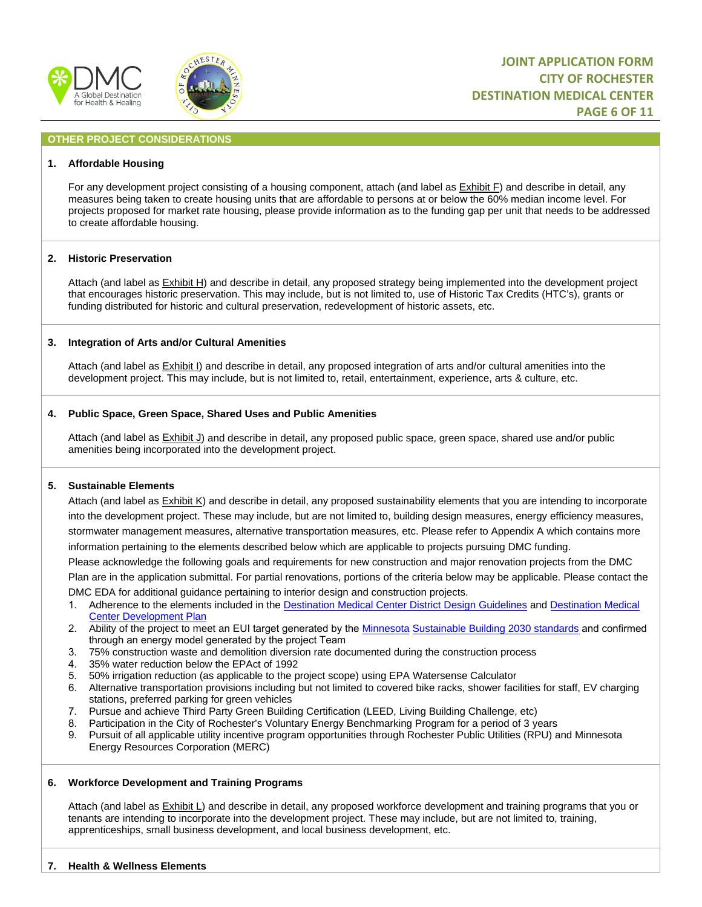## OTHER PROJECT CONSIDERATIONS

### 1. Affordable Housing

For any development project consisting of a housing component, attach (and label as Exhibit F) and describe in detail, any measures being taken to create housing units that are affordable to persons at or below the 60% median income level. For projects proposed for market rate housing, please provide information as to the funding gap per unit that needs to be addressed to create affordable housing.

### 2. Historic Preservation

Attach (and label as Exhibit H) and describe in detail, any proposed strategy being implemented into the development project that encourages historic preservation. This may include, but is not limited to, use of Historic Tax Credits (HTC's), grants or funding distributed for historic and cultural preservation, redevelopment of historic assets, etc.

### 3. Integration of Arts and/or Cultural Amenities

Attach (and label as Exhibit I) and describe in detail, any proposed integration of arts and/or cultural amenities into the development project. This may include, but is not limited to, retail, entertainment, experience, arts & culture, etc.

### 4. Public Space, Green Space, Shared Uses and Public Amenities

Attach (and label as Exhibit J) and describe in detail, any proposed public space, green space, shared use and/or public amenities being incorporated into the development project.

### 5. Sustainable Elements

Attach (and label as Exhibit K) and describe in detail, any proposed sustainability elements that you are intending to incorporate into the development project. These may include, but are not limited to, building design measures, energy efficiency measures, stormwater management measures, alternative transportation measures, etc. Please refer to Appendix A which contains more information pertaining to the elements described below which are applicable to projects pursuing DMC funding.

Please acknowledge the following goals and requirements for new construction and major renovation projects from the DMC Plan are in the application submittal. For partial renovations, portions of the criteria below may be applicable. Please contact the DMC EDA for additional guidance pertaining to interior design and construction projects.

1. Adherence to the elements included in the Destination Medical Center District Design Guidelines and Destination Medical Center Development Plan
2. Ability of the project to meet an EUI target generated by the Minnesota Sustainable Building 2030 standards and confirmed through an energy model generated by the project Team
3. 75% construction waste and demolition diversion rate documented during the construction process
4. 35% water reduction below the EPAct of 1992
5. 50% irrigation reduction (as applicable to the project scope) using EPA Watersense Calculator
6. Alternative transportation provisions including but not limited to covered bike racks, shower facilities for staff, EV charging stations, preferred parking for green vehicles
7. Pursue and achieve Third Party Green Building Certification (LEED, Living Building Challenge, etc)
8. Participation in the City of Rochester's Voluntary Energy Benchmarking Program for a period of 3 years
9. Pursuit of all applicable utility incentive program opportunities through Rochester Public Utilities (RPU) and Minnesota Energy Resources Corporation (MERC)

### 6. Workforce Development and Training Programs

Attach (and label as Exhibit L) and describe in detail, any proposed workforce development and training programs that you or tenants are intending to incorporate into the development project. These may include, but are not limited to, training, apprenticeships, small business development, and local business development, etc.

### 7. Health & Wellness Elements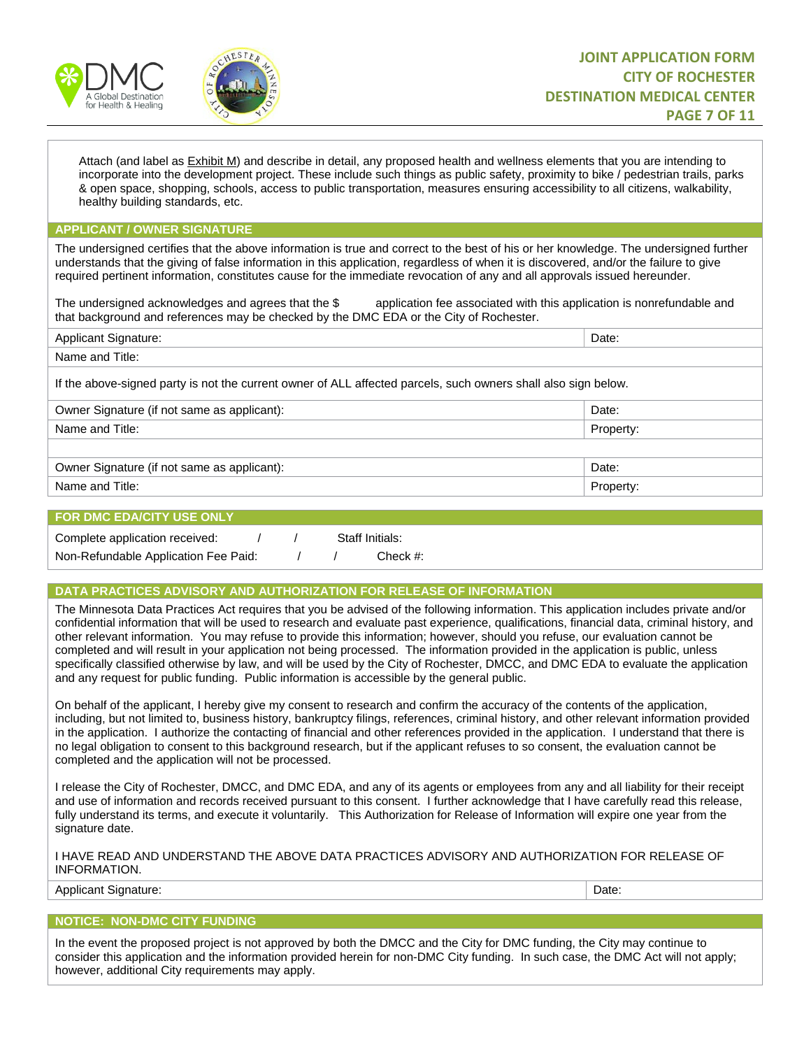Attach (and label as Exhibit M) and describe in detail, any proposed health and wellness elements that you are intending to incorporate into the development project. These include such things as public safety, proximity to bike / pedestrian trails, parks & open space, shopping, schools, access to public transportation, measures ensuring accessibility to all citizens, walkability, healthy building standards, etc.

## APPLICANT / OWNER SIGNATURE

The undersigned certifies that the above information is true and correct to the best of his or her knowledge. The undersigned further understands that the giving of false information in this application, regardless of when it is discovered, and/or the failure to give required pertinent information, constitutes cause for the immediate revocation of any and all approvals issued hereunder.

The undersigned acknowledges and agrees that the $ application fee associated with this application is nonrefundable and that background and references may be checked by the DMC EDA or the City of Rochester.

| Applicant Signature: | Date: |
|---|---|
| Name and Title: | |

If the above-signed party is not the current owner of ALL affected parcels, such owners shall also sign below.

| Owner Signature (if not same as applicant): | Date: |
|---|---|
| Name and Title: | Property: |
| | |
| Owner Signature (if not same as applicant): | Date: |
| Name and Title: | Property: |

## FOR DMC EDA/CITY USE ONLY

| | | | |
|---|---|---|---|
| Complete application received: | / / | Staff Initials: | |
| Non-Refundable Application Fee Paid: | / / | Check #: | |

## DATA PRACTICES ADVISORY AND AUTHORIZATION FOR RELEASE OF INFORMATION

The Minnesota Data Practices Act requires that you be advised of the following information. This application includes private and/or confidential information that will be used to research and evaluate past experience, qualifications, financial data, criminal history, and other relevant information. You may refuse to provide this information; however, should you refuse, our evaluation cannot be completed and will result in your application not being processed. The information provided in the application is public, unless specifically classified otherwise by law, and will be used by the City of Rochester, DMCC, and DMC EDA to evaluate the application and any request for public funding. Public information is accessible by the general public.

On behalf of the applicant, I hereby give my consent to research and confirm the accuracy of the contents of the application, including, but not limited to, business history, bankruptcy filings, references, criminal history, and other relevant information provided in the application. I authorize the contacting of financial and other references provided in the application. I understand that there is no legal obligation to consent to this background research, but if the applicant refuses to so consent, the evaluation cannot be completed and the application will not be processed.

I release the City of Rochester, DMCC, and DMC EDA, and any of its agents or employees from any and all liability for their receipt and use of information and records received pursuant to this consent. I further acknowledge that I have carefully read this release, fully understand its terms, and execute it voluntarily. This Authorization for Release of Information will expire one year from the signature date.

I HAVE READ AND UNDERSTAND THE ABOVE DATA PRACTICES ADVISORY AND AUTHORIZATION FOR RELEASE OF INFORMATION.

| Applicant Signature: | Date: |
|---|---|

## NOTICE: NON-DMC CITY FUNDING

In the event the proposed project is not approved by both the DMCC and the City for DMC funding, the City may continue to consider this application and the information provided herein for non-DMC City funding. In such case, the DMC Act will not apply; however, additional City requirements may apply.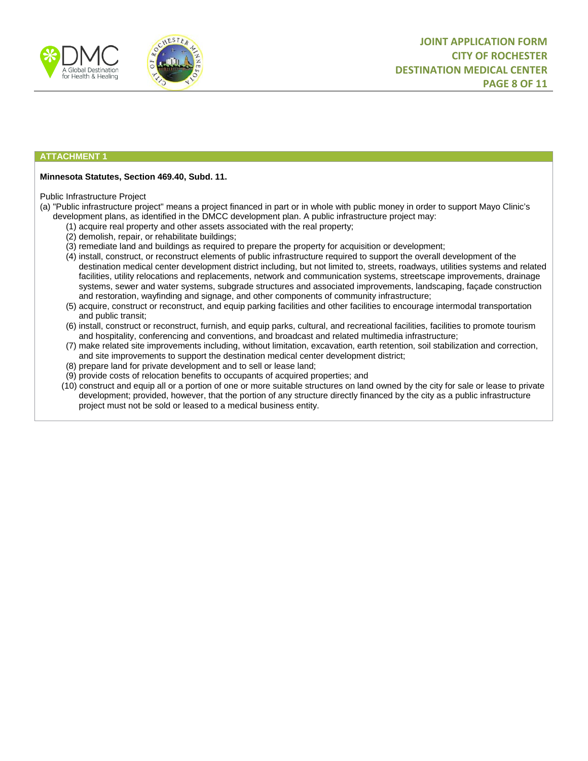## ATTACHMENT 1

**Minnesota Statutes, Section 469.40, Subd. 11.**

Public Infrastructure Project

(a) "Public infrastructure project" means a project financed in part or in whole with public money in order to support Mayo Clinic's development plans, as identified in the DMCC development plan. A public infrastructure project may:

- (1) acquire real property and other assets associated with the real property;
- (2) demolish, repair, or rehabilitate buildings;
- (3) remediate land and buildings as required to prepare the property for acquisition or development;
- (4) install, construct, or reconstruct elements of public infrastructure required to support the overall development of the destination medical center development district including, but not limited to, streets, roadways, utilities systems and related facilities, utility relocations and replacements, network and communication systems, streetscape improvements, drainage systems, sewer and water systems, subgrade structures and associated improvements, landscaping, façade construction and restoration, wayfinding and signage, and other components of community infrastructure;
- (5) acquire, construct or reconstruct, and equip parking facilities and other facilities to encourage intermodal transportation and public transit;
- (6) install, construct or reconstruct, furnish, and equip parks, cultural, and recreational facilities, facilities to promote tourism and hospitality, conferencing and conventions, and broadcast and related multimedia infrastructure;
- (7) make related site improvements including, without limitation, excavation, earth retention, soil stabilization and correction, and site improvements to support the destination medical center development district;
- (8) prepare land for private development and to sell or lease land;
- (9) provide costs of relocation benefits to occupants of acquired properties; and
- (10) construct and equip all or a portion of one or more suitable structures on land owned by the city for sale or lease to private development; provided, however, that the portion of any structure directly financed by the city as a public infrastructure project must not be sold or leased to a medical business entity.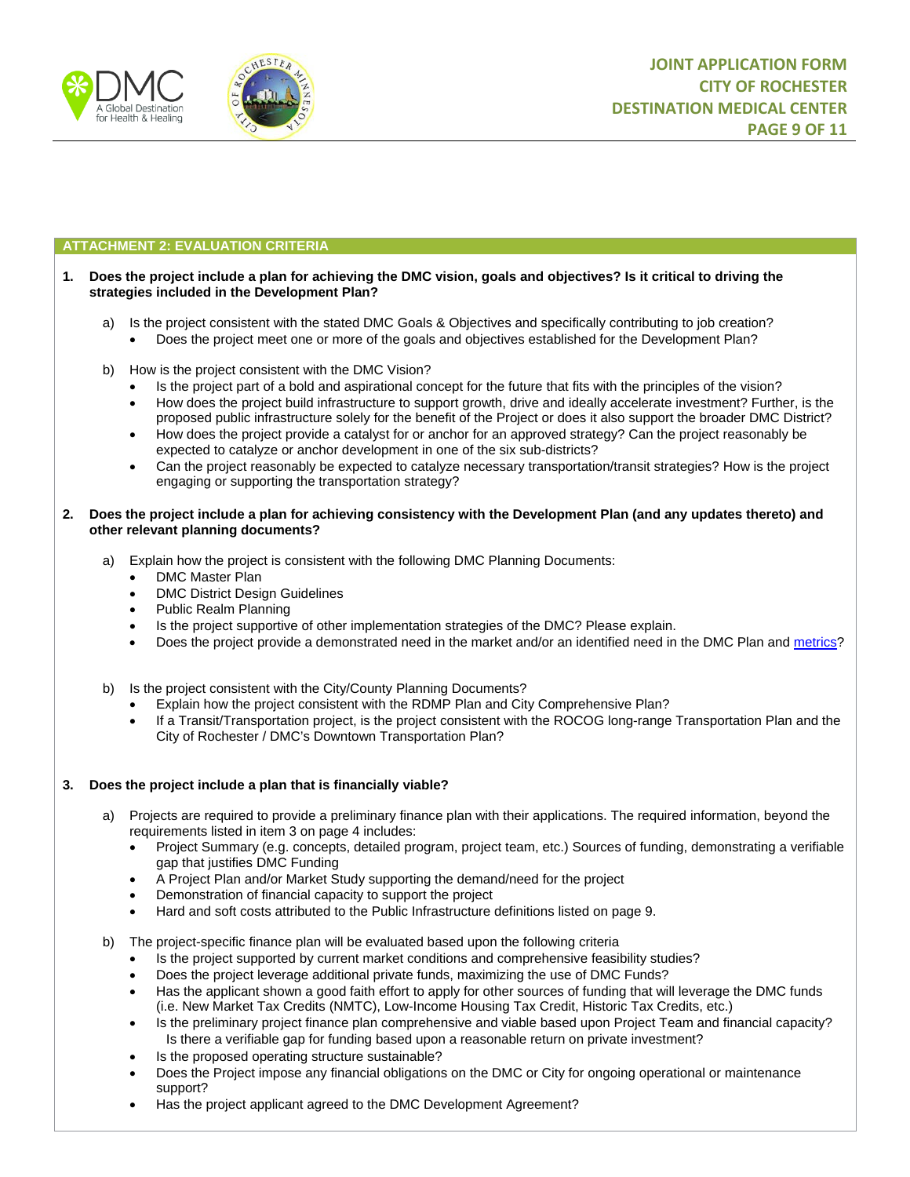## ATTACHMENT 2: EVALUATION CRITERIA

1. **Does the project include a plan for achieving the DMC vision, goals and objectives? Is it critical to driving the strategies included in the Development Plan?**

    a) Is the project consistent with the stated DMC Goals & Objectives and specifically contributing to job creation?
    - Does the project meet one or more of the goals and objectives established for the Development Plan?

    b) How is the project consistent with the DMC Vision?
    - Is the project part of a bold and aspirational concept for the future that fits with the principles of the vision?
    - How does the project build infrastructure to support growth, drive and ideally accelerate investment? Further, is the proposed public infrastructure solely for the benefit of the Project or does it also support the broader DMC District?
    - How does the project provide a catalyst for or anchor for an approved strategy? Can the project reasonably be expected to catalyze or anchor development in one of the six sub-districts?
    - Can the project reasonably be expected to catalyze necessary transportation/transit strategies? How is the project engaging or supporting the transportation strategy?

2. **Does the project include a plan for achieving consistency with the Development Plan (and any updates thereto) and other relevant planning documents?**

    a) Explain how the project is consistent with the following DMC Planning Documents:
    - DMC Master Plan
    - DMC District Design Guidelines
    - Public Realm Planning
    - Is the project supportive of other implementation strategies of the DMC? Please explain.
    - Does the project provide a demonstrated need in the market and/or an identified need in the DMC Plan and metrics?

    b) Is the project consistent with the City/County Planning Documents?
    - Explain how the project consistent with the RDMP Plan and City Comprehensive Plan?
    - If a Transit/Transportation project, is the project consistent with the ROCOG long-range Transportation Plan and the City of Rochester / DMC's Downtown Transportation Plan?

3. **Does the project include a plan that is financially viable?**

    a) Projects are required to provide a preliminary finance plan with their applications. The required information, beyond the requirements listed in item 3 on page 4 includes:
    - Project Summary (e.g. concepts, detailed program, project team, etc.) Sources of funding, demonstrating a verifiable gap that justifies DMC Funding
    - A Project Plan and/or Market Study supporting the demand/need for the project
    - Demonstration of financial capacity to support the project
    - Hard and soft costs attributed to the Public Infrastructure definitions listed on page 9.

    b) The project-specific finance plan will be evaluated based upon the following criteria
    - Is the project supported by current market conditions and comprehensive feasibility studies?
    - Does the project leverage additional private funds, maximizing the use of DMC Funds?
    - Has the applicant shown a good faith effort to apply for other sources of funding that will leverage the DMC funds (i.e. New Market Tax Credits (NMTC), Low-Income Housing Tax Credit, Historic Tax Credits, etc.)
    - Is the preliminary project finance plan comprehensive and viable based upon Project Team and financial capacity? Is there a verifiable gap for funding based upon a reasonable return on private investment?
    - Is the proposed operating structure sustainable?
    - Does the Project impose any financial obligations on the DMC or City for ongoing operational or maintenance support?
    - Has the project applicant agreed to the DMC Development Agreement?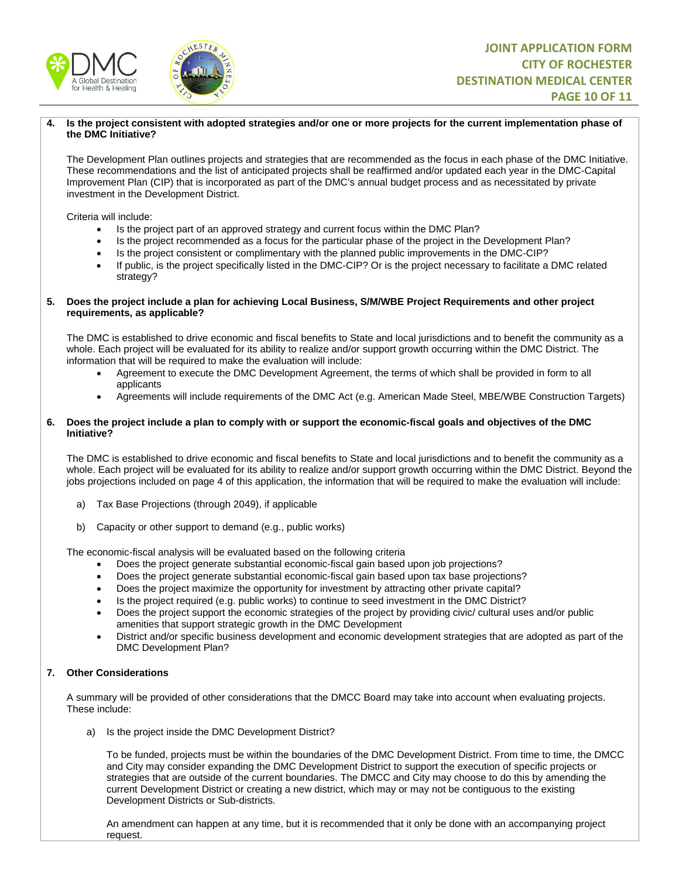**4. Is the project consistent with adopted strategies and/or one or more projects for the current implementation phase of the DMC Initiative?**

The Development Plan outlines projects and strategies that are recommended as the focus in each phase of the DMC Initiative. These recommendations and the list of anticipated projects shall be reaffirmed and/or updated each year in the DMC-Capital Improvement Plan (CIP) that is incorporated as part of the DMC's annual budget process and as necessitated by private investment in the Development District.

Criteria will include:

- Is the project part of an approved strategy and current focus within the DMC Plan?
- Is the project recommended as a focus for the particular phase of the project in the Development Plan?
- Is the project consistent or complimentary with the planned public improvements in the DMC-CIP?
- If public, is the project specifically listed in the DMC-CIP? Or is the project necessary to facilitate a DMC related strategy?

**5. Does the project include a plan for achieving Local Business, S/M/WBE Project Requirements and other project requirements, as applicable?**

The DMC is established to drive economic and fiscal benefits to State and local jurisdictions and to benefit the community as a whole. Each project will be evaluated for its ability to realize and/or support growth occurring within the DMC District. The information that will be required to make the evaluation will include:

- Agreement to execute the DMC Development Agreement, the terms of which shall be provided in form to all applicants
- Agreements will include requirements of the DMC Act (e.g. American Made Steel, MBE/WBE Construction Targets)

**6. Does the project include a plan to comply with or support the economic-fiscal goals and objectives of the DMC Initiative?**

The DMC is established to drive economic and fiscal benefits to State and local jurisdictions and to benefit the community as a whole. Each project will be evaluated for its ability to realize and/or support growth occurring within the DMC District. Beyond the jobs projections included on page 4 of this application, the information that will be required to make the evaluation will include:

a) Tax Base Projections (through 2049), if applicable

b) Capacity or other support to demand (e.g., public works)

The economic-fiscal analysis will be evaluated based on the following criteria

- Does the project generate substantial economic-fiscal gain based upon job projections?
- Does the project generate substantial economic-fiscal gain based upon tax base projections?
- Does the project maximize the opportunity for investment by attracting other private capital?
- Is the project required (e.g. public works) to continue to seed investment in the DMC District?
- Does the project support the economic strategies of the project by providing civic/ cultural uses and/or public amenities that support strategic growth in the DMC Development
- District and/or specific business development and economic development strategies that are adopted as part of the DMC Development Plan?

**7. Other Considerations**

A summary will be provided of other considerations that the DMCC Board may take into account when evaluating projects. These include:

a) Is the project inside the DMC Development District?

To be funded, projects must be within the boundaries of the DMC Development District. From time to time, the DMCC and City may consider expanding the DMC Development District to support the execution of specific projects or strategies that are outside of the current boundaries. The DMCC and City may choose to do this by amending the current Development District or creating a new district, which may or may not be contiguous to the existing Development Districts or Sub-districts.

An amendment can happen at any time, but it is recommended that it only be done with an accompanying project request.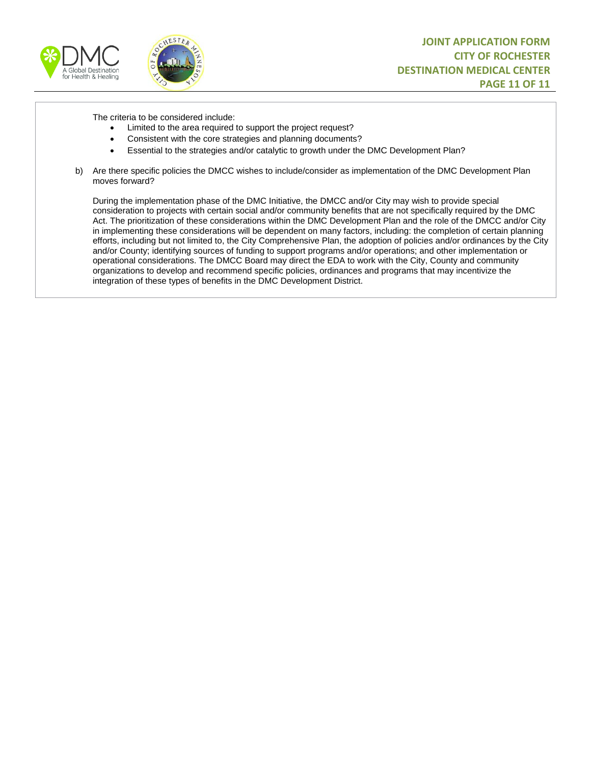The criteria to be considered include:

- Limited to the area required to support the project request?
- Consistent with the core strategies and planning documents?
- Essential to the strategies and/or catalytic to growth under the DMC Development Plan?

b) Are there specific policies the DMCC wishes to include/consider as implementation of the DMC Development Plan moves forward?

During the implementation phase of the DMC Initiative, the DMCC and/or City may wish to provide special consideration to projects with certain social and/or community benefits that are not specifically required by the DMC Act. The prioritization of these considerations within the DMC Development Plan and the role of the DMCC and/or City in implementing these considerations will be dependent on many factors, including: the completion of certain planning efforts, including but not limited to, the City Comprehensive Plan, the adoption of policies and/or ordinances by the City and/or County; identifying sources of funding to support programs and/or operations; and other implementation or operational considerations. The DMCC Board may direct the EDA to work with the City, County and community organizations to develop and recommend specific policies, ordinances and programs that may incentivize the integration of these types of benefits in the DMC Development District.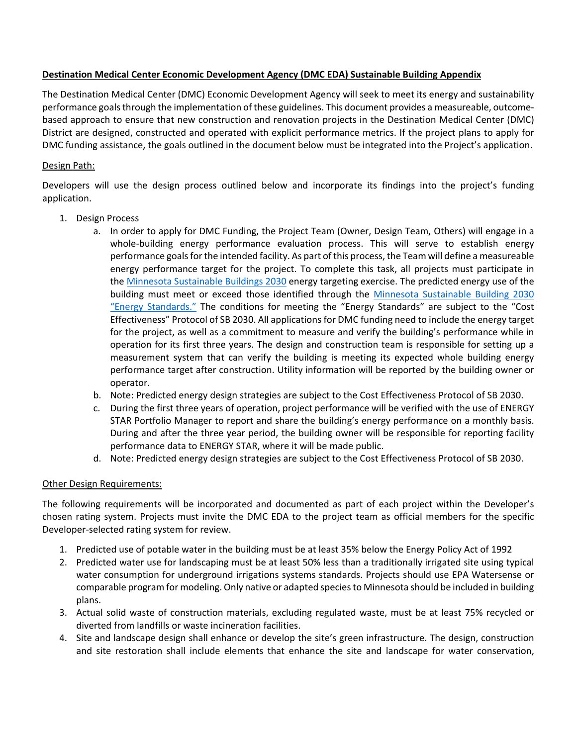**Destination Medical Center Economic Development Agency (DMC EDA) Sustainable Building Appendix**

The Destination Medical Center (DMC) Economic Development Agency will seek to meet its energy and sustainability performance goals through the implementation of these guidelines. This document provides a measureable, outcome-based approach to ensure that new construction and renovation projects in the Destination Medical Center (DMC) District are designed, constructed and operated with explicit performance metrics. If the project plans to apply for DMC funding assistance, the goals outlined in the document below must be integrated into the Project's application.

Design Path:

Developers will use the design process outlined below and incorporate its findings into the project's funding application.

1. Design Process
   a. In order to apply for DMC Funding, the Project Team (Owner, Design Team, Others) will engage in a whole-building energy performance evaluation process. This will serve to establish energy performance goals for the intended facility. As part of this process, the Team will define a measureable energy performance target for the project. To complete this task, all projects must participate in the Minnesota Sustainable Buildings 2030 energy targeting exercise. The predicted energy use of the building must meet or exceed those identified through the Minnesota Sustainable Building 2030 "Energy Standards." The conditions for meeting the "Energy Standards" are subject to the "Cost Effectiveness" Protocol of SB 2030. All applications for DMC funding need to include the energy target for the project, as well as a commitment to measure and verify the building's performance while in operation for its first three years. The design and construction team is responsible for setting up a measurement system that can verify the building is meeting its expected whole building energy performance target after construction. Utility information will be reported by the building owner or operator.
   b. Note: Predicted energy design strategies are subject to the Cost Effectiveness Protocol of SB 2030.
   c. During the first three years of operation, project performance will be verified with the use of ENERGY STAR Portfolio Manager to report and share the building's energy performance on a monthly basis. During and after the three year period, the building owner will be responsible for reporting facility performance data to ENERGY STAR, where it will be made public.
   d. Note: Predicted energy design strategies are subject to the Cost Effectiveness Protocol of SB 2030.

Other Design Requirements:

The following requirements will be incorporated and documented as part of each project within the Developer's chosen rating system. Projects must invite the DMC EDA to the project team as official members for the specific Developer-selected rating system for review.

1. Predicted use of potable water in the building must be at least 35% below the Energy Policy Act of 1992
2. Predicted water use for landscaping must be at least 50% less than a traditionally irrigated site using typical water consumption for underground irrigations systems standards. Projects should use EPA Watersense or comparable program for modeling. Only native or adapted species to Minnesota should be included in building plans.
3. Actual solid waste of construction materials, excluding regulated waste, must be at least 75% recycled or diverted from landfills or waste incineration facilities.
4. Site and landscape design shall enhance or develop the site's green infrastructure. The design, construction and site restoration shall include elements that enhance the site and landscape for water conservation,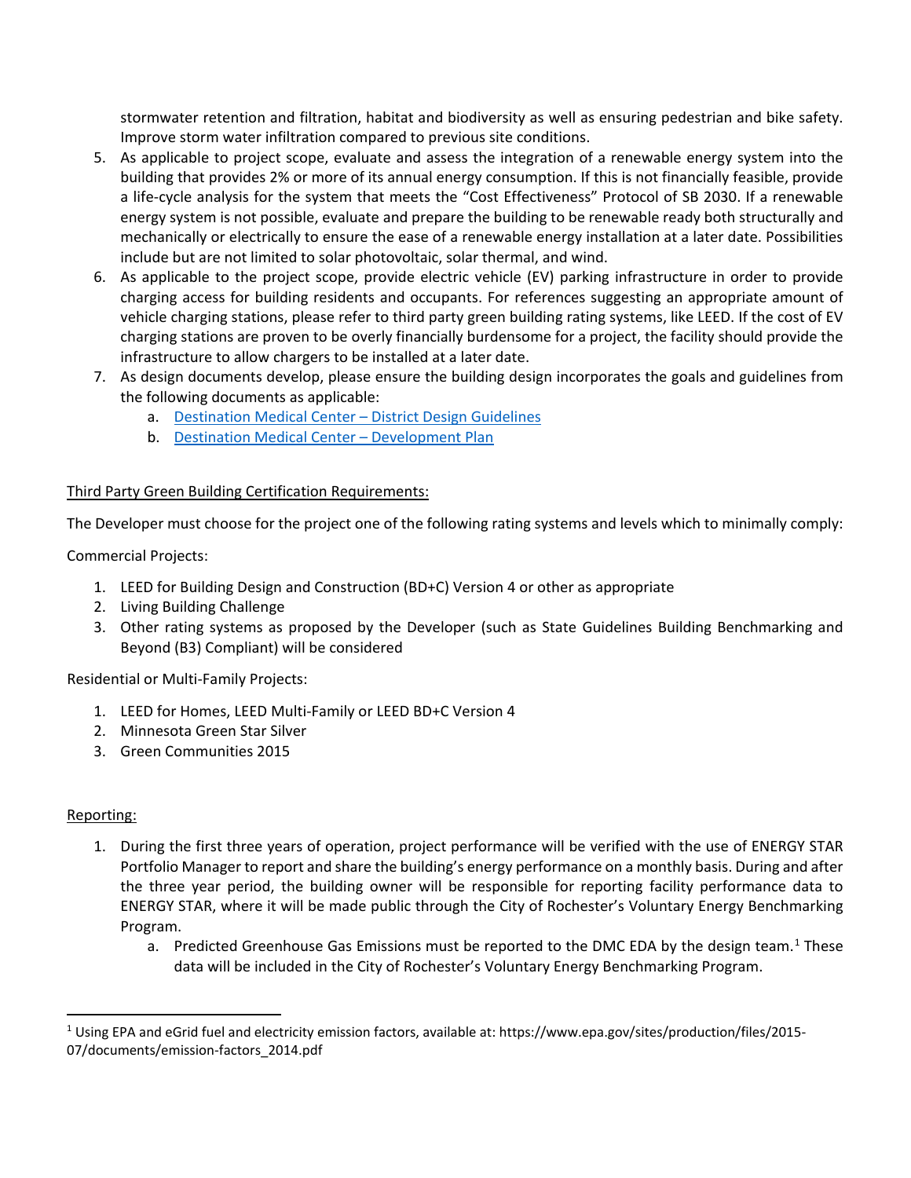stormwater retention and filtration, habitat and biodiversity as well as ensuring pedestrian and bike safety. Improve storm water infiltration compared to previous site conditions.

5. As applicable to project scope, evaluate and assess the integration of a renewable energy system into the building that provides 2% or more of its annual energy consumption. If this is not financially feasible, provide a life-cycle analysis for the system that meets the "Cost Effectiveness" Protocol of SB 2030. If a renewable energy system is not possible, evaluate and prepare the building to be renewable ready both structurally and mechanically or electrically to ensure the ease of a renewable energy installation at a later date. Possibilities include but are not limited to solar photovoltaic, solar thermal, and wind.
6. As applicable to the project scope, provide electric vehicle (EV) parking infrastructure in order to provide charging access for building residents and occupants. For references suggesting an appropriate amount of vehicle charging stations, please refer to third party green building rating systems, like LEED. If the cost of EV charging stations are proven to be overly financially burdensome for a project, the facility should provide the infrastructure to allow chargers to be installed at a later date.
7. As design documents develop, please ensure the building design incorporates the goals and guidelines from the following documents as applicable:
   a. Destination Medical Center – District Design Guidelines
   b. Destination Medical Center – Development Plan

Third Party Green Building Certification Requirements:

The Developer must choose for the project one of the following rating systems and levels which to minimally comply:

Commercial Projects:

1. LEED for Building Design and Construction (BD+C) Version 4 or other as appropriate
2. Living Building Challenge
3. Other rating systems as proposed by the Developer (such as State Guidelines Building Benchmarking and Beyond (B3) Compliant) will be considered

Residential or Multi-Family Projects:

1. LEED for Homes, LEED Multi-Family or LEED BD+C Version 4
2. Minnesota Green Star Silver
3. Green Communities 2015

Reporting:

1. During the first three years of operation, project performance will be verified with the use of ENERGY STAR Portfolio Manager to report and share the building's energy performance on a monthly basis. During and after the three year period, the building owner will be responsible for reporting facility performance data to ENERGY STAR, where it will be made public through the City of Rochester's Voluntary Energy Benchmarking Program.
   a. Predicted Greenhouse Gas Emissions must be reported to the DMC EDA by the design team.[1] These data will be included in the City of Rochester's Voluntary Energy Benchmarking Program.

---

[1] Using EPA and eGrid fuel and electricity emission factors, available at: https://www.epa.gov/sites/production/files/2015-07/documents/emission-factors_2014.pdf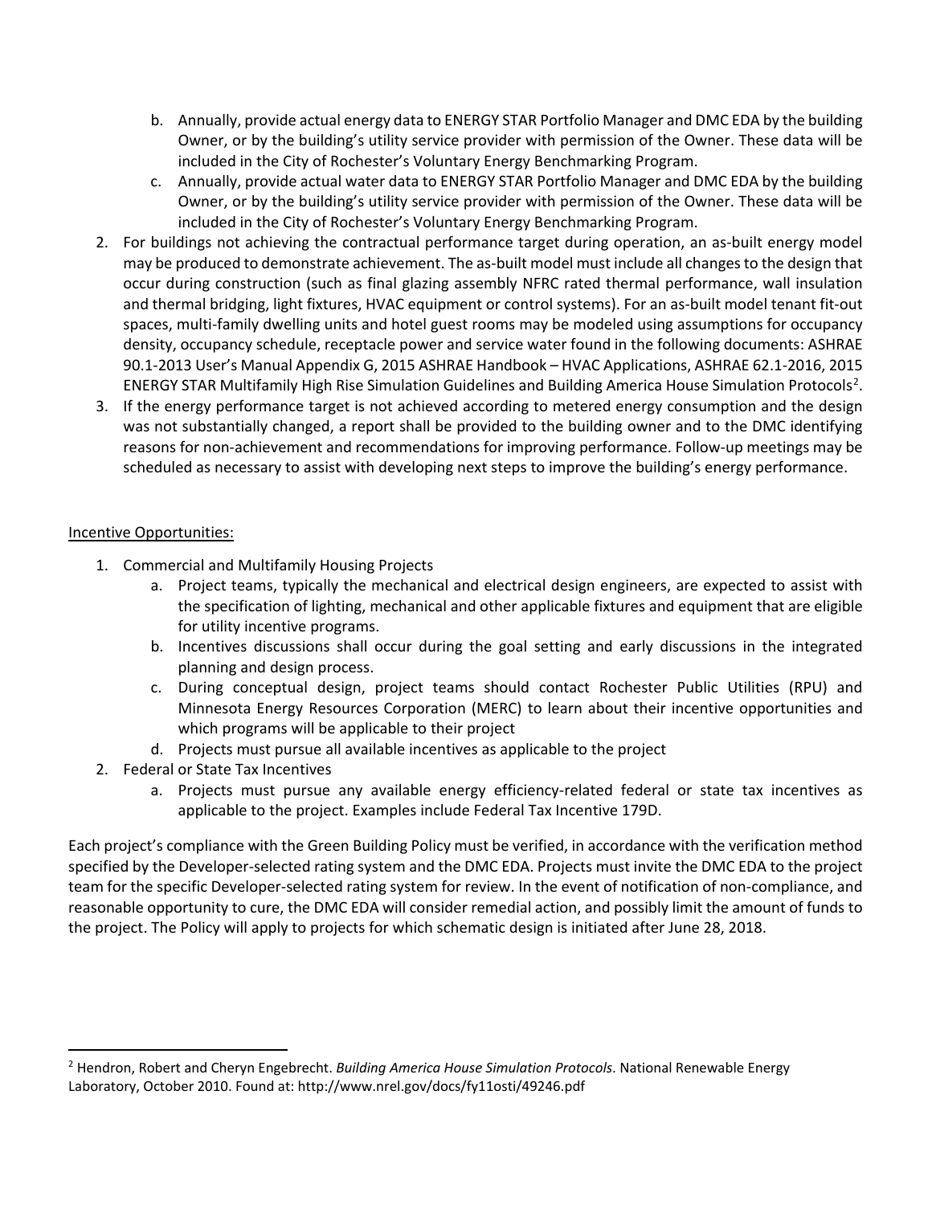b. Annually, provide actual energy data to ENERGY STAR Portfolio Manager and DMC EDA by the building Owner, or by the building's utility service provider with permission of the Owner. These data will be included in the City of Rochester's Voluntary Energy Benchmarking Program.
   c. Annually, provide actual water data to ENERGY STAR Portfolio Manager and DMC EDA by the building Owner, or by the building's utility service provider with permission of the Owner. These data will be included in the City of Rochester's Voluntary Energy Benchmarking Program.
2. For buildings not achieving the contractual performance target during operation, an as-built energy model may be produced to demonstrate achievement. The as-built model must include all changes to the design that occur during construction (such as final glazing assembly NFRC rated thermal performance, wall insulation and thermal bridging, light fixtures, HVAC equipment or control systems). For an as-built model tenant fit-out spaces, multi-family dwelling units and hotel guest rooms may be modeled using assumptions for occupancy density, occupancy schedule, receptacle power and service water found in the following documents: ASHRAE 90.1-2013 User's Manual Appendix G, 2015 ASHRAE Handbook – HVAC Applications, ASHRAE 62.1-2016, 2015 ENERGY STAR Multifamily High Rise Simulation Guidelines and Building America House Simulation Protocols[2].
3. If the energy performance target is not achieved according to metered energy consumption and the design was not substantially changed, a report shall be provided to the building owner and to the DMC identifying reasons for non-achievement and recommendations for improving performance. Follow-up meetings may be scheduled as necessary to assist with developing next steps to improve the building's energy performance.

<u>Incentive Opportunities:</u>

1. Commercial and Multifamily Housing Projects
   a. Project teams, typically the mechanical and electrical design engineers, are expected to assist with the specification of lighting, mechanical and other applicable fixtures and equipment that are eligible for utility incentive programs.
   b. Incentives discussions shall occur during the goal setting and early discussions in the integrated planning and design process.
   c. During conceptual design, project teams should contact Rochester Public Utilities (RPU) and Minnesota Energy Resources Corporation (MERC) to learn about their incentive opportunities and which programs will be applicable to their project
   d. Projects must pursue all available incentives as applicable to the project
2. Federal or State Tax Incentives
   a. Projects must pursue any available energy efficiency-related federal or state tax incentives as applicable to the project. Examples include Federal Tax Incentive 179D.

Each project's compliance with the Green Building Policy must be verified, in accordance with the verification method specified by the Developer-selected rating system and the DMC EDA. Projects must invite the DMC EDA to the project team for the specific Developer-selected rating system for review. In the event of notification of non-compliance, and reasonable opportunity to cure, the DMC EDA will consider remedial action, and possibly limit the amount of funds to the project. The Policy will apply to projects for which schematic design is initiated after June 28, 2018.

---

[2] Hendron, Robert and Cheryn Engebrecht. *Building America House Simulation Protocols*. National Renewable Energy Laboratory, October 2010. Found at: http://www.nrel.gov/docs/fy11osti/49246.pdf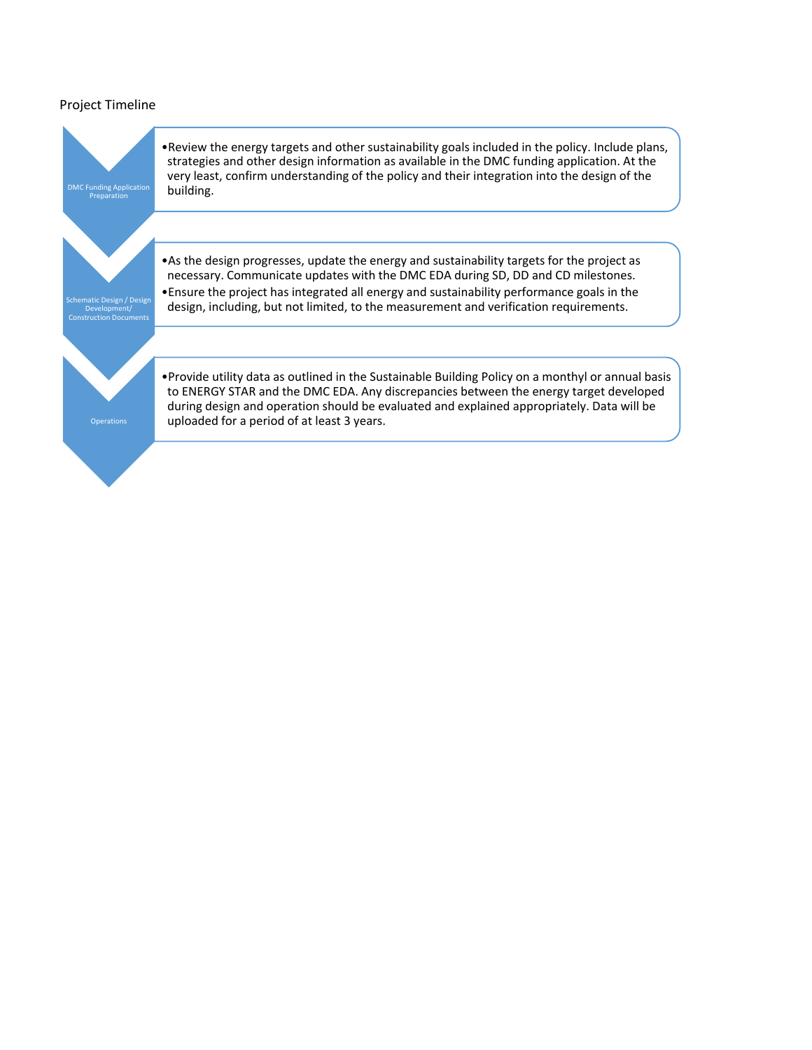Project Timeline

**DMC Funding Application Preparation**

- Review the energy targets and other sustainability goals included in the policy. Include plans, strategies and other design information as available in the DMC funding application. At the very least, confirm understanding of the policy and their integration into the design of the building.

**Schematic Design / Design Development/ Construction Documents**

- As the design progresses, update the energy and sustainability targets for the project as necessary. Communicate updates with the DMC EDA during SD, DD and CD milestones.
- Ensure the project has integrated all energy and sustainability performance goals in the design, including, but not limited, to the measurement and verification requirements.

**Operations**

- Provide utility data as outlined in the Sustainable Building Policy on a monthyl or annual basis to ENERGY STAR and the DMC EDA. Any discrepancies between the energy target developed during design and operation should be evaluated and explained appropriately. Data will be uploaded for a period of at least 3 years.